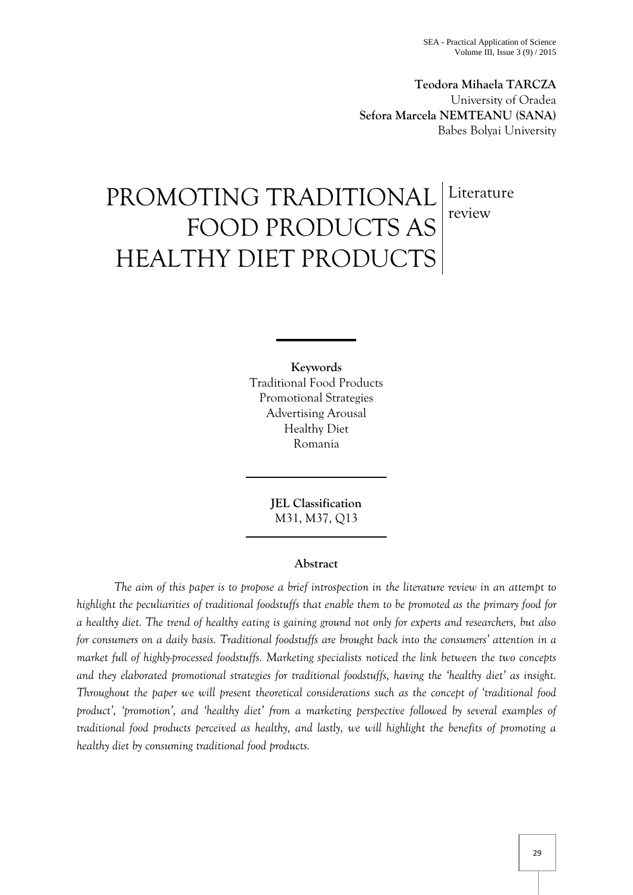**Teodora Mihaela TARCZA**
University of Oradea
**Sefora Marcela NEMTEANU (SANA)**
Babes Bolyai University

# PROMOTING TRADITIONAL FOOD PRODUCTS AS HEALTHY DIET PRODUCTS

Literature review

**Keywords**
Traditional Food Products
Promotional Strategies
Advertising Arousal
Healthy Diet
Romania

**JEL Classification**
M31, M37, Q13

## Abstract

*The aim of this paper is to propose a brief introspection in the literature review in an attempt to highlight the peculiarities of traditional foodstuffs that enable them to be promoted as the primary food for a healthy diet. The trend of healthy eating is gaining ground not only for experts and researchers, but also for consumers on a daily basis. Traditional foodstuffs are brought back into the consumers' attention in a market full of highly-processed foodstuffs. Marketing specialists noticed the link between the two concepts and they elaborated promotional strategies for traditional foodstuffs, having the 'healthy diet' as insight. Throughout the paper we will present theoretical considerations such as the concept of 'traditional food product', 'promotion', and 'healthy diet' from a marketing perspective followed by several examples of traditional food products perceived as healthy, and lastly, we will highlight the benefits of promoting a healthy diet by consuming traditional food products.*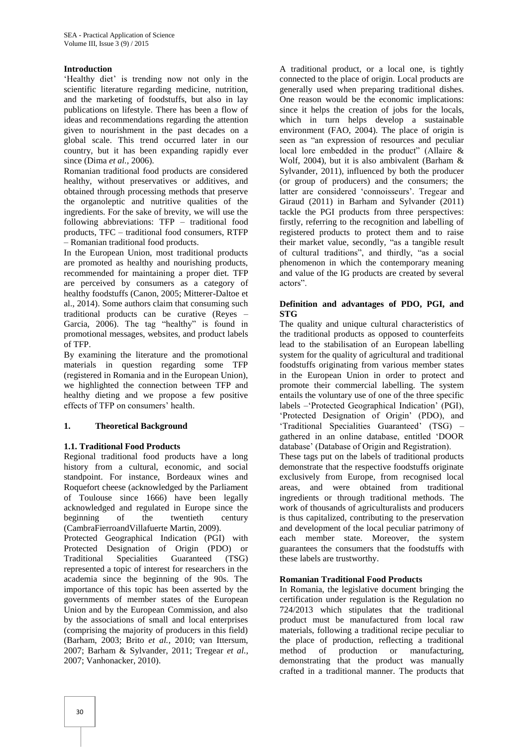## Introduction

'Healthy diet' is trending now not only in the scientific literature regarding medicine, nutrition, and the marketing of foodstuffs, but also in lay publications on lifestyle. There has been a flow of ideas and recommendations regarding the attention given to nourishment in the past decades on a global scale. This trend occurred later in our country, but it has been expanding rapidly ever since (Dima *et al.*, 2006).

Romanian traditional food products are considered healthy, without preservatives or additives, and obtained through processing methods that preserve the organoleptic and nutritive qualities of the ingredients. For the sake of brevity, we will use the following abbreviations: TFP – traditional food products, TFC – traditional food consumers, RTFP – Romanian traditional food products.

In the European Union, most traditional products are promoted as healthy and nourishing products, recommended for maintaining a proper diet. TFP are perceived by consumers as a category of healthy foodstuffs (Canon, 2005; Mitterer-Daltoe et al., 2014). Some authors claim that consuming such traditional products can be curative (Reyes – Garcia, 2006). The tag "healthy" is found in promotional messages, websites, and product labels of TFP.

By examining the literature and the promotional materials in question regarding some TFP (registered in Romania and in the European Union), we highlighted the connection between TFP and healthy dieting and we propose a few positive effects of TFP on consumers' health.

## 1. Theoretical Background

### 1.1. Traditional Food Products

Regional traditional food products have a long history from a cultural, economic, and social standpoint. For instance, Bordeaux wines and Roquefort cheese (acknowledged by the Parliament of Toulouse since 1666) have been legally acknowledged and regulated in Europe since the beginning of the twentieth century (CambraFierroandVillafuerte Martin, 2009).

Protected Geographical Indication (PGI) with Protected Designation of Origin (PDO) or Traditional Specialities Guaranteed (TSG) represented a topic of interest for researchers in the academia since the beginning of the 90s. The importance of this topic has been asserted by the governments of member states of the European Union and by the European Commission, and also by the associations of small and local enterprises (comprising the majority of producers in this field) (Barham, 2003; Brito *et al.*, 2010; van Ittersum, 2007; Barham & Sylvander, 2011; Tregear *et al.*, 2007; Vanhonacker, 2010).

A traditional product, or a local one, is tightly connected to the place of origin. Local products are generally used when preparing traditional dishes. One reason would be the economic implications: since it helps the creation of jobs for the locals, which in turn helps develop a sustainable environment (FAO, 2004). The place of origin is seen as "an expression of resources and peculiar local lore embedded in the product" (Allaire & Wolf, 2004), but it is also ambivalent (Barham & Sylvander, 2011), influenced by both the producer (or group of producers) and the consumers; the latter are considered 'connoisseurs'. Tregear and Giraud (2011) in Barham and Sylvander (2011) tackle the PGI products from three perspectives: firstly, referring to the recognition and labelling of registered products to protect them and to raise their market value, secondly, "as a tangible result of cultural traditions", and thirdly, "as a social phenomenon in which the contemporary meaning and value of the IG products are created by several actors".

### Definition and advantages of PDO, PGI, and STG

The quality and unique cultural characteristics of the traditional products as opposed to counterfeits lead to the stabilisation of an European labelling system for the quality of agricultural and traditional foodstuffs originating from various member states in the European Union in order to protect and promote their commercial labelling. The system entails the voluntary use of one of the three specific labels –'Protected Geographical Indication' (PGI), 'Protected Designation of Origin' (PDO), and 'Traditional Specialities Guaranteed' (TSG) – gathered in an online database, entitled 'DOOR database' (Database of Origin and Registration).

These tags put on the labels of traditional products demonstrate that the respective foodstuffs originate exclusively from Europe, from recognised local areas, and were obtained from traditional ingredients or through traditional methods. The work of thousands of agriculturalists and producers is thus capitalized, contributing to the preservation and development of the local peculiar patrimony of each member state. Moreover, the system guarantees the consumers that the foodstuffs with these labels are trustworthy.

### Romanian Traditional Food Products

In Romania, the legislative document bringing the certification under regulation is the Regulation no 724/2013 which stipulates that the traditional product must be manufactured from local raw materials, following a traditional recipe peculiar to the place of production, reflecting a traditional method of production or manufacturing, demonstrating that the product was manually crafted in a traditional manner. The products that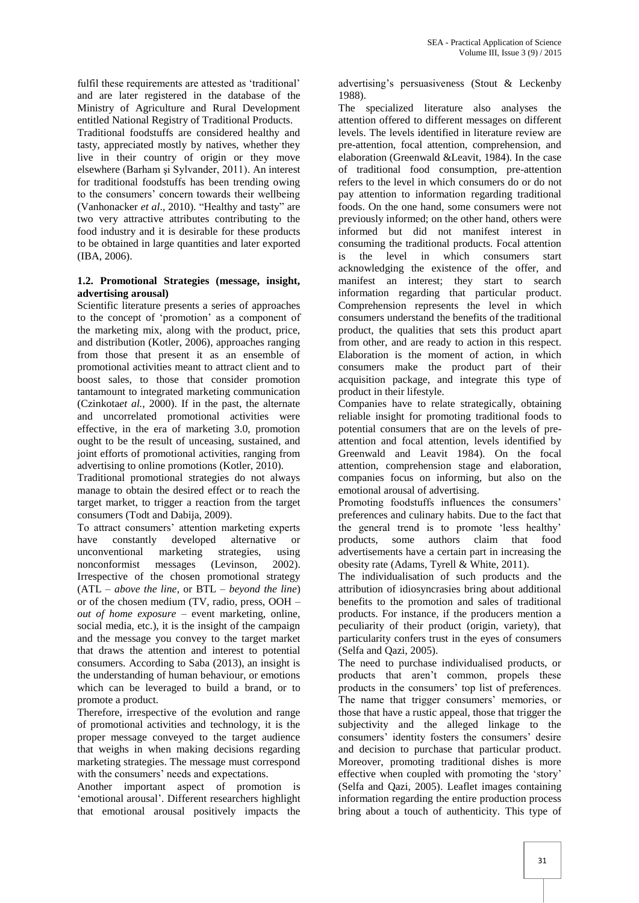fulfil these requirements are attested as 'traditional' and are later registered in the database of the Ministry of Agriculture and Rural Development entitled National Registry of Traditional Products.

Traditional foodstuffs are considered healthy and tasty, appreciated mostly by natives, whether they live in their country of origin or they move elsewhere (Barham şi Sylvander, 2011). An interest for traditional foodstuffs has been trending owing to the consumers' concern towards their wellbeing (Vanhonacker *et al*., 2010). "Healthy and tasty" are two very attractive attributes contributing to the food industry and it is desirable for these products to be obtained in large quantities and later exported (IBA, 2006).

### 1.2. Promotional Strategies (message, insight, advertising arousal)

Scientific literature presents a series of approaches to the concept of 'promotion' as a component of the marketing mix, along with the product, price, and distribution (Kotler, 2006), approaches ranging from those that present it as an ensemble of promotional activities meant to attract client and to boost sales, to those that consider promotion tantamount to integrated marketing communication (Czinkota*et al.*, 2000). If in the past, the alternate and uncorrelated promotional activities were effective, in the era of marketing 3.0, promotion ought to be the result of unceasing, sustained, and joint efforts of promotional activities, ranging from advertising to online promotions (Kotler, 2010).

Traditional promotional strategies do not always manage to obtain the desired effect or to reach the target market, to trigger a reaction from the target consumers (Todt and Dabija, 2009).

To attract consumers' attention marketing experts have constantly developed alternative or unconventional marketing strategies, using nonconformist messages (Levinson, 2002). Irrespective of the chosen promotional strategy (ATL – *above the line*, or BTL – *beyond the line*) or of the chosen medium (TV, radio, press, OOH – *out of home exposure* – event marketing, online, social media, etc.), it is the insight of the campaign and the message you convey to the target market that draws the attention and interest to potential consumers. According to Saba (2013), an insight is the understanding of human behaviour, or emotions which can be leveraged to build a brand, or to promote a product.

Therefore, irrespective of the evolution and range of promotional activities and technology, it is the proper message conveyed to the target audience that weighs in when making decisions regarding marketing strategies. The message must correspond with the consumers' needs and expectations.

Another important aspect of promotion is 'emotional arousal'. Different researchers highlight that emotional arousal positively impacts the advertising's persuasiveness (Stout & Leckenby 1988).

The specialized literature also analyses the attention offered to different messages on different levels. The levels identified in literature review are pre-attention, focal attention, comprehension, and elaboration (Greenwald &Leavit, 1984). In the case of traditional food consumption, pre-attention refers to the level in which consumers do or do not pay attention to information regarding traditional foods. On the one hand, some consumers were not previously informed; on the other hand, others were informed but did not manifest interest in consuming the traditional products. Focal attention is the level in which consumers start acknowledging the existence of the offer, and manifest an interest; they start to search information regarding that particular product. Comprehension represents the level in which consumers understand the benefits of the traditional product, the qualities that sets this product apart from other, and are ready to action in this respect. Elaboration is the moment of action, in which consumers make the product part of their acquisition package, and integrate this type of product in their lifestyle.

Companies have to relate strategically, obtaining reliable insight for promoting traditional foods to potential consumers that are on the levels of pre-attention and focal attention, levels identified by Greenwald and Leavit 1984). On the focal attention, comprehension stage and elaboration, companies focus on informing, but also on the emotional arousal of advertising.

Promoting foodstuffs influences the consumers' preferences and culinary habits. Due to the fact that the general trend is to promote 'less healthy' products, some authors claim that food advertisements have a certain part in increasing the obesity rate (Adams, Tyrell & White, 2011).

The individualisation of such products and the attribution of idiosyncrasies bring about additional benefits to the promotion and sales of traditional products. For instance, if the producers mention a peculiarity of their product (origin, variety), that particularity confers trust in the eyes of consumers (Selfa and Qazi, 2005).

The need to purchase individualised products, or products that aren't common, propels these products in the consumers' top list of preferences. The name that trigger consumers' memories, or those that have a rustic appeal, those that trigger the subjectivity and the alleged linkage to the consumers' identity fosters the consumers' desire and decision to purchase that particular product. Moreover, promoting traditional dishes is more effective when coupled with promoting the 'story' (Selfa and Qazi, 2005). Leaflet images containing information regarding the entire production process bring about a touch of authenticity. This type of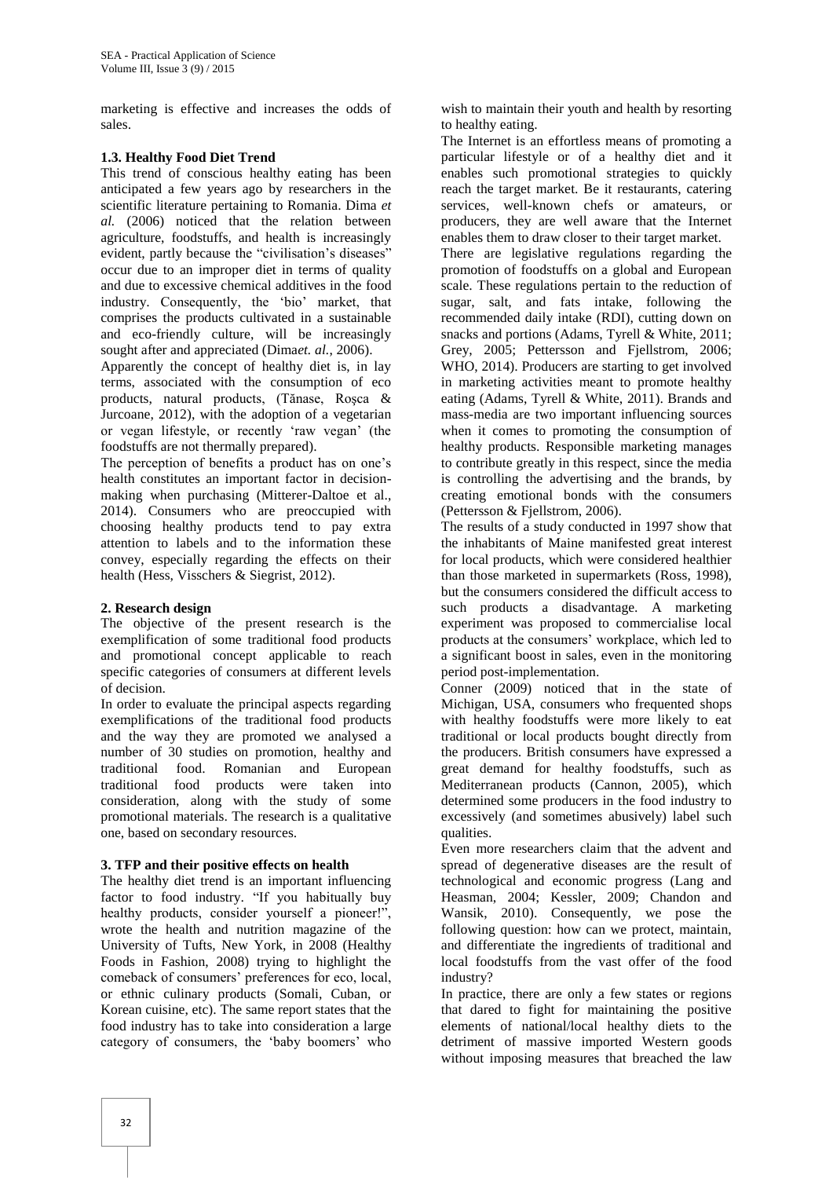marketing is effective and increases the odds of sales.

### 1.3. Healthy Food Diet Trend

This trend of conscious healthy eating has been anticipated a few years ago by researchers in the scientific literature pertaining to Romania. Dima *et al.* (2006) noticed that the relation between agriculture, foodstuffs, and health is increasingly evident, partly because the "civilisation's diseases" occur due to an improper diet in terms of quality and due to excessive chemical additives in the food industry. Consequently, the 'bio' market, that comprises the products cultivated in a sustainable and eco-friendly culture, will be increasingly sought after and appreciated (Dima*et. al.*, 2006).

Apparently the concept of healthy diet is, in lay terms, associated with the consumption of eco products, natural products, (Tănase, Roşca & Jurcoane, 2012), with the adoption of a vegetarian or vegan lifestyle, or recently 'raw vegan' (the foodstuffs are not thermally prepared).

The perception of benefits a product has on one's health constitutes an important factor in decision-making when purchasing (Mitterer-Daltoe et al., 2014). Consumers who are preoccupied with choosing healthy products tend to pay extra attention to labels and to the information these convey, especially regarding the effects on their health (Hess, Visschers & Siegrist, 2012).

## 2. Research design

The objective of the present research is the exemplification of some traditional food products and promotional concept applicable to reach specific categories of consumers at different levels of decision.

In order to evaluate the principal aspects regarding exemplifications of the traditional food products and the way they are promoted we analysed a number of 30 studies on promotion, healthy and traditional food. Romanian and European traditional food products were taken into consideration, along with the study of some promotional materials. The research is a qualitative one, based on secondary resources.

## 3. TFP and their positive effects on health

The healthy diet trend is an important influencing factor to food industry. "If you habitually buy healthy products, consider yourself a pioneer!", wrote the health and nutrition magazine of the University of Tufts, New York, in 2008 (Healthy Foods in Fashion, 2008) trying to highlight the comeback of consumers' preferences for eco, local, or ethnic culinary products (Somali, Cuban, or Korean cuisine, etc). The same report states that the food industry has to take into consideration a large category of consumers, the 'baby boomers' who wish to maintain their youth and health by resorting to healthy eating.

The Internet is an effortless means of promoting a particular lifestyle or of a healthy diet and it enables such promotional strategies to quickly reach the target market. Be it restaurants, catering services, well-known chefs or amateurs, or producers, they are well aware that the Internet enables them to draw closer to their target market.

There are legislative regulations regarding the promotion of foodstuffs on a global and European scale. These regulations pertain to the reduction of sugar, salt, and fats intake, following the recommended daily intake (RDI), cutting down on snacks and portions (Adams, Tyrell & White, 2011; Grey, 2005; Pettersson and Fjellstrom, 2006; WHO, 2014). Producers are starting to get involved in marketing activities meant to promote healthy eating (Adams, Tyrell & White, 2011). Brands and mass-media are two important influencing sources when it comes to promoting the consumption of healthy products. Responsible marketing manages to contribute greatly in this respect, since the media is controlling the advertising and the brands, by creating emotional bonds with the consumers (Pettersson & Fjellstrom, 2006).

The results of a study conducted in 1997 show that the inhabitants of Maine manifested great interest for local products, which were considered healthier than those marketed in supermarkets (Ross, 1998), but the consumers considered the difficult access to such products a disadvantage. A marketing experiment was proposed to commercialise local products at the consumers' workplace, which led to a significant boost in sales, even in the monitoring period post-implementation.

Conner (2009) noticed that in the state of Michigan, USA, consumers who frequented shops with healthy foodstuffs were more likely to eat traditional or local products bought directly from the producers. British consumers have expressed a great demand for healthy foodstuffs, such as Mediterranean products (Cannon, 2005), which determined some producers in the food industry to excessively (and sometimes abusively) label such qualities.

Even more researchers claim that the advent and spread of degenerative diseases are the result of technological and economic progress (Lang and Heasman, 2004; Kessler, 2009; Chandon and Wansik, 2010). Consequently, we pose the following question: how can we protect, maintain, and differentiate the ingredients of traditional and local foodstuffs from the vast offer of the food industry?

In practice, there are only a few states or regions that dared to fight for maintaining the positive elements of national/local healthy diets to the detriment of massive imported Western goods without imposing measures that breached the law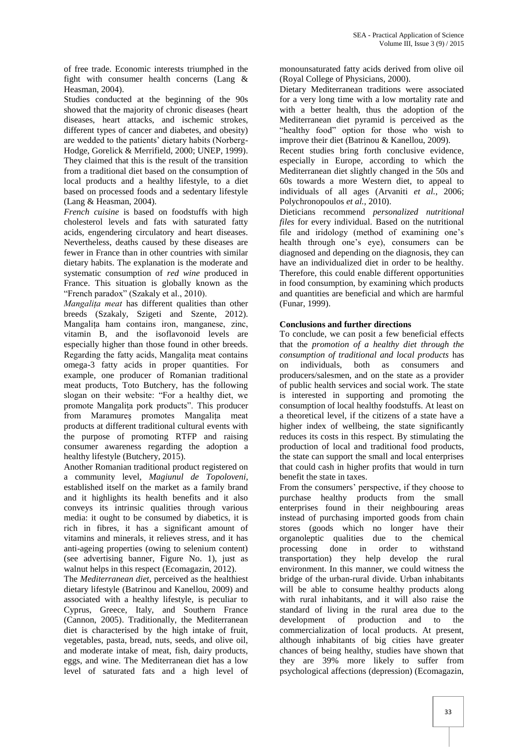of free trade. Economic interests triumphed in the fight with consumer health concerns (Lang & Heasman, 2004).

Studies conducted at the beginning of the 90s showed that the majority of chronic diseases (heart diseases, heart attacks, and ischemic strokes, different types of cancer and diabetes, and obesity) are wedded to the patients' dietary habits (Norberg-Hodge, Gorelick & Merrifield, 2000; UNEP, 1999). They claimed that this is the result of the transition from a traditional diet based on the consumption of local products and a healthy lifestyle, to a diet based on processed foods and a sedentary lifestyle (Lang & Heasman, 2004).

*French cuisine* is based on foodstuffs with high cholesterol levels and fats with saturated fatty acids, engendering circulatory and heart diseases. Nevertheless, deaths caused by these diseases are fewer in France than in other countries with similar dietary habits. The explanation is the moderate and systematic consumption of *red wine* produced in France. This situation is globally known as the "French paradox" (Szakaly et al., 2010).

*Mangalița meat* has different qualities than other breeds (Szakaly, Szigeti and Szente, 2012). Mangalița ham contains iron, manganese, zinc, vitamin B, and the isoflavonoid levels are especially higher than those found in other breeds. Regarding the fatty acids, Mangalița meat contains omega-3 fatty acids in proper quantities. For example, one producer of Romanian traditional meat products, Toto Butchery, has the following slogan on their website: "For a healthy diet, we promote Mangalița pork products". This producer from Maramureș promotes Mangalița meat products at different traditional cultural events with the purpose of promoting RTFP and raising consumer awareness regarding the adoption a healthy lifestyle (Butchery, 2015).

Another Romanian traditional product registered on a community level, *Magiunul de Topoloveni*, established itself on the market as a family brand and it highlights its health benefits and it also conveys its intrinsic qualities through various media: it ought to be consumed by diabetics, it is rich in fibres, it has a significant amount of vitamins and minerals, it relieves stress, and it has anti-ageing properties (owing to selenium content) (see advertising banner, Figure No. 1), just as walnut helps in this respect (Ecomagazin, 2012).

The *Mediterranean diet*, perceived as the healthiest dietary lifestyle (Batrinou and Kanellou, 2009) and associated with a healthy lifestyle, is peculiar to Cyprus, Greece, Italy, and Southern France (Cannon, 2005). Traditionally, the Mediterranean diet is characterised by the high intake of fruit, vegetables, pasta, bread, nuts, seeds, and olive oil, and moderate intake of meat, fish, dairy products, eggs, and wine. The Mediterranean diet has a low level of saturated fats and a high level of monounsaturated fatty acids derived from olive oil (Royal College of Physicians, 2000).

Dietary Mediterranean traditions were associated for a very long time with a low mortality rate and with a better health, thus the adoption of the Mediterranean diet pyramid is perceived as the "healthy food" option for those who wish to improve their diet (Batrinou & Kanellou, 2009).

Recent studies bring forth conclusive evidence, especially in Europe, according to which the Mediterranean diet slightly changed in the 50s and 60s towards a more Western diet, to appeal to individuals of all ages (Arvaniti *et al.*, 2006; Polychronopoulos *et al.*, 2010).

Dieticians recommend *personalized nutritional files* for every individual. Based on the nutritional file and iridology (method of examining one's health through one's eye), consumers can be diagnosed and depending on the diagnosis, they can have an individualized diet in order to be healthy. Therefore, this could enable different opportunities in food consumption, by examining which products and quantities are beneficial and which are harmful (Funar, 1999).

## Conclusions and further directions

To conclude, we can posit a few beneficial effects that the *promotion of a healthy diet through the consumption of traditional and local products* has on individuals, both as consumers and producers/salesmen, and on the state as a provider of public health services and social work. The state is interested in supporting and promoting the consumption of local healthy foodstuffs. At least on a theoretical level, if the citizens of a state have a higher index of wellbeing, the state significantly reduces its costs in this respect. By stimulating the production of local and traditional food products, the state can support the small and local enterprises that could cash in higher profits that would in turn benefit the state in taxes.

From the consumers' perspective, if they choose to purchase healthy products from the small enterprises found in their neighbouring areas instead of purchasing imported goods from chain stores (goods which no longer have their organoleptic qualities due to the chemical processing done in order to withstand transportation) they help develop the rural environment. In this manner, we could witness the bridge of the urban-rural divide. Urban inhabitants will be able to consume healthy products along with rural inhabitants, and it will also raise the standard of living in the rural area due to the development of production and to the commercialization of local products. At present, although inhabitants of big cities have greater chances of being healthy, studies have shown that they are 39% more likely to suffer from psychological affections (depression) (Ecomagazin,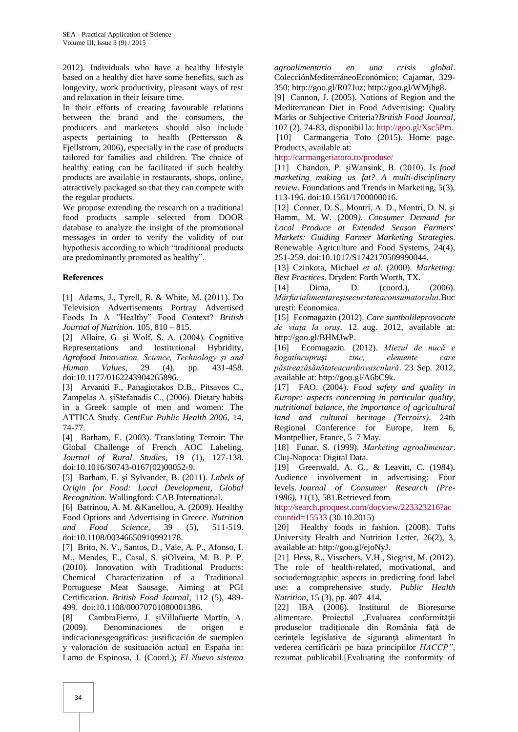2012). Individuals who have a healthy lifestyle based on a healthy diet have some benefits, such as longevity, work productivity, pleasant ways of rest and relaxation in their leisure time.

In their efforts of creating favourable relations between the brand and the consumers, the producers and marketers should also include aspects pertaining to health (Pettersson & Fjellstrom, 2006), especially in the case of products tailored for families and children. The choice of healthy eating can be facilitated if such healthy products are available in restaurants, shops, online, attractively packaged so that they can compete with the regular products.

We propose extending the research on a traditional food products sample selected from DOOR database to analyze the insight of the promotional messages in order to verify the validity of our hypothesis according to which "traditional products are predominantly promoted as healthy".

## References

[1] Adams, J., Tyrell, R. & White, M. (2011). Do Television Advertisements Portray Advertised Foods In A "Healthy" Food Context? *British Journal of Nutrition*. 105, 810 – 815.

[2] Allaire, G. şi Wolf, S. A. (2004). Cognitive Representations and Institutional Hybridity, *Agrofood Innovation, Science, Technology şi and Human Values*, 29 (4), pp. 431-458. doi:10.1177/0162243904265896.

[3] Arvaniti F., Panagiotakos D.B., Pitsavos C., Zampelas A. şiStefanadis C., (2006). Dietary habits in a Greek sample of men and women: The ATTICA Study. *CentEur Public Health 2006*, 14, 74-77.

[4] Barham, E. (2003). Translating Terroir: The Global Challenge of French AOC Labeling. *Journal of Rural Studies*, 19 (1), 127-138. doi:10.1016/S0743-0167(02)00052-9.

[5] Barham, E. şi Sylvander, B. (2011). *Labels of Origin for Food: Local Development, Global Recognition.* Wallingford: CAB International.

[6] Batrinou, A. M. &Kanellou, A. (2009). Healthy Food Options and Advertising in Greece. *Nutrition and Food Science*, 39 (5), 511-519. doi:10.1108/00346650910992178.

[7] Brito, N. V., Santos, D., Vale, A. P., Afonso, I. M., Mendes, E., Casal, S. şiOlveira, M. B. P. P. (2010). Innovation with Traditional Products: Chemical Characterization of a Traditional Portuguese Meat Sausage, Aiming at PGI Certification. *British Food Journal*, 112 (5), 489-499. doi:10.1108/00070701080001386.

[8] CambraFierro, J. şiVillafuerte Martín, A. (2009). Denominaciones de origen e indicacionesgeográficas: justificación de suempleo y valoración de susituación actual en Espańa in: Lamo de Espinosa, J. (Coord.); *El Nuevo sistema agroalimentario en una crisis global*. ColecciónMediterráneoEconómico; Cajamar, 329-350; http://goo.gl/R07Juz; http://goo.gl/WMjhg8.

[9] Cannon, J. (2005). Notions of Region and the Mediterranean Diet in Food Advertising: Quality Marks or Subjective Criteria?*British Food Journal*, 107 (2), 74-83, disponibil la: http://goo.gl/Xsc5Pm.

[10] Carmangeria Toto (2015). Home page. Products, available at: http://carmangeriatoto.ro/produse/

[11] Chandon, P. şiWansink, B. (2010). I*s food marketing making us fat? A multi-disciplinary review*. Foundations and Trends in Marketing, 5(3), 113-196. doi:10.1561/1700000016.

[12] Conner, D. S., Montri, A. D., Montri, D. N. şi Hamm, M. W. (2009*). Consumer Demand for Local Produce at Extended Season Farmers' Markets: Guiding Farmer Marketing Strategie*s. Renewable Agriculture and Food Systems, 24(4), 251-259. doi:10.1017/S1742170509990044.

[13] Czinkota, Michael *et al.* (2000). *Marketing: Best Practices*. Dryden: Forth Worth, TX.

[14] Dima, D. (coord.), (2006). *Mărfurialimentareşisecuritateaconsumatorului*.Bucureşti: Economica.

[15] Ecomagazin (2012). *Care suntbolileprovocate de viaţa la oraş*. 12 aug. 2012, available at: http://goo.gl/BHMJwP.

[16] Ecomagazin. (2012). *Miezul de nucă e bogatîncupruşi zinc, elemente care păstreazăsănătateacardiovasculară*. 23 Sep. 2012, available at: http://goo.gl/A6bC9k.

[17] FAO. (2004). *Food safety and quality in Europe: aspects concerning in particular quality, nutritional balance, the importance of agricultural land and cultural heritage (Terroirs)*. 24th Regional Conference for Europe, Item 6, Montpellier, France, 5–7 May.

[18] Funar, S. (1999). *Marketing agroalimentar*. Cluj-Napoca: Digital Data.

[19] Greenwald, A. G., & Leavitt, C. (1984). Audience involvement in advertising: Four levels. *Journal of Consumer Research (Pre-1986), 11*(1), 581.Retrieved from http://search.proquest.com/docview/223323216?accountid=15533 (30.10.2015)

[20] Healthy foods in fashion. (2008). Tufts University Health and Nutrition Letter, 26(2), 3, available at: http://goo.gl/ejoNyJ.

[21] Hess, R., Visschers, V.H., Siegrist, M. (2012). The role of health-related, motivational, and sociodemographic aspects in predicting food label use: a comprehensive study. *Public Health Nutrition*, 15 (3), pp. 407–414.

[22] IBA (2006). Institutul de Bioresurse alimentare. Proiectul „Evaluarea conformităţii produselor tradiţionale din România faţă de cerinţele legislative de siguranţă alimentară în vederea certificării pe baza principiilor *HACCP"*, rezumat publicabil.[Evaluating the conformity of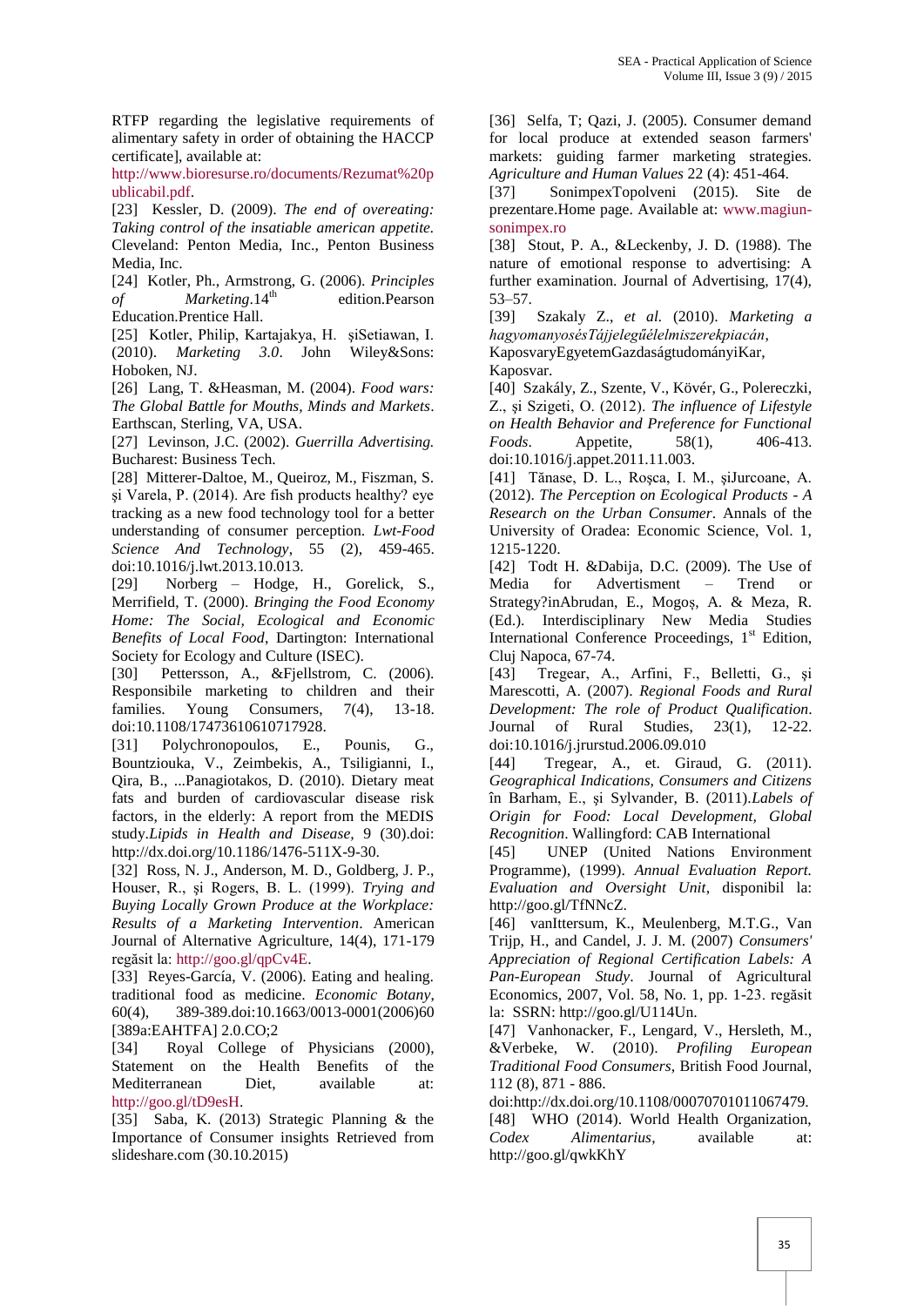RTFP regarding the legislative requirements of alimentary safety in order of obtaining the HACCP certificate], available at: http://www.bioresurse.ro/documents/Rezumat%20publicabil.pdf.

[23] Kessler, D. (2009). *The end of overeating: Taking control of the insatiable american appetite.* Cleveland: Penton Media, Inc., Penton Business Media, Inc.

[24] Kotler, Ph., Armstrong, G. (2006). *Principles of Marketing*.14th edition.Pearson Education.Prentice Hall.

[25] Kotler, Philip, Kartajakya, H. șiSetiawan, I. (2010). *Marketing 3.0*. John Wiley&Sons: Hoboken, NJ.

[26] Lang, T. &Heasman, M. (2004). *Food wars: The Global Battle for Mouths, Minds and Markets*. Earthscan, Sterling, VA, USA.

[27] Levinson, J.C. (2002). *Guerrilla Advertising.* Bucharest: Business Tech.

[28] Mitterer-Daltoe, M., Queiroz, M., Fiszman, S. și Varela, P. (2014). Are fish products healthy? eye tracking as a new food technology tool for a better understanding of consumer perception. *Lwt-Food Science And Technology*, 55 (2), 459-465. doi:10.1016/j.lwt.2013.10.013.

[29] Norberg – Hodge, H., Gorelick, S., Merrifield, T. (2000). *Bringing the Food Economy Home: The Social, Ecological and Economic Benefits of Local Food*, Dartington: International Society for Ecology and Culture (ISEC).

[30] Pettersson, A., &Fjellstrom, C. (2006). Responsibile marketing to children and their families. Young Consumers, 7(4), 13-18. doi:10.1108/17473610610717928.

[31] Polychronopoulos, E., Pounis, G., Bountziouka, V., Zeimbekis, A., Tsiligianni, I., Qira, B., ...Panagiotakos, D. (2010). Dietary meat fats and burden of cardiovascular disease risk factors, in the elderly: A report from the MEDIS study.*Lipids in Health and Disease,* 9 (30).doi: http://dx.doi.org/10.1186/1476-511X-9-30.

[32] Ross, N. J., Anderson, M. D., Goldberg, J. P., Houser, R., și Rogers, B. L. (1999). *Trying and Buying Locally Grown Produce at the Workplace: Results of a Marketing Intervention*. American Journal of Alternative Agriculture, 14(4), 171-179 regăsit la: http://goo.gl/qpCv4E.

[33] Reyes-García, V. (2006). Eating and healing. traditional food as medicine. *Economic Botany*, 60(4), 389-389.doi:10.1663/0013-0001(2006)60[389a:EAHTFA] 2.0.CO;2

[34] Royal College of Physicians (2000), Statement on the Health Benefits of the Mediterranean Diet, available at: http://goo.gl/tD9esH.

[35] Saba, K. (2013) Strategic Planning & the Importance of Consumer insights Retrieved from slideshare.com (30.10.2015)

[36] Selfa, T; Qazi, J. (2005). Consumer demand for local produce at extended season farmers' markets: guiding farmer marketing strategies. *Agriculture and Human Values* 22 (4): 451-464.

[37] SonimpexTopolveni (2015). Site de prezentare.Home page. Available at: www.magiun-sonimpex.ro

[38] Stout, P. A., &Leckenby, J. D. (1988). The nature of emotional response to advertising: A further examination. Journal of Advertising, 17(4), 53–57.

[39] Szakaly Z., *et al.* (2010). *Marketing a hagyomanyosésTájjellegűélelmiszerekpiacán*, KaposvaryEgyetemGazdaságtudományiKar, Kaposvar.

[40] Szakály, Z., Szente, V., Kövér, G., Polereczki, Z., și Szigeti, O. (2012). *The influence of Lifestyle on Health Behavior and Preference for Functional Foods*. Appetite, 58(1), 406-413. doi:10.1016/j.appet.2011.11.003.

[41] Tănase, D. L., Roșca, I. M., șiJurcoane, A. (2012). *The Perception on Ecological Products - A Research on the Urban Consumer*. Annals of the University of Oradea: Economic Science, Vol. 1, 1215-1220.

[42] Todt H. &Dabija, D.C. (2009). The Use of Media for Advertisment – Trend or Strategy?inAbrudan, E., Mogoș, A. & Meza, R. (Ed.). Interdisciplinary New Media Studies International Conference Proceedings, 1st Edition, Cluj Napoca, 67-74.

[43] Tregear, A., Arfini, F., Belletti, G., și Marescotti, A. (2007). *Regional Foods and Rural Development: The role of Product Qualification*. Journal of Rural Studies, 23(1), 12-22. doi:10.1016/j.jrurstud.2006.09.010

[44] Tregear, A., et. Giraud, G. (2011). *Geographical Indications, Consumers and Citizens* în Barham, E., și Sylvander, B. (2011).*Labels of Origin for Food: Local Development, Global Recognition*. Wallingford: CAB International

[45] UNEP (United Nations Environment Programme), (1999). *Annual Evaluation Report. Evaluation and Oversight Unit*, disponibil la: http://goo.gl/TfNNcZ.

[46] vanIttersum, K., Meulenberg, M.T.G., Van Trijp, H., and Candel, J. J. M. (2007) *Consumers' Appreciation of Regional Certification Labels: A Pan-European Study*. Journal of Agricultural Economics, 2007, Vol. 58, No. 1, pp. 1-23. regăsit la: SSRN: http://goo.gl/U114Un.

[47] Vanhonacker, F., Lengard, V., Hersleth, M., &Verbeke, W. (2010). *Profiling European Traditional Food Consumers*, British Food Journal, 112 (8), 871 - 886. doi:http://dx.doi.org/10.1108/00070701011067479.

[48] WHO (2014). World Health Organization, *Codex Alimentarius*, available at: http://goo.gl/qwkKhY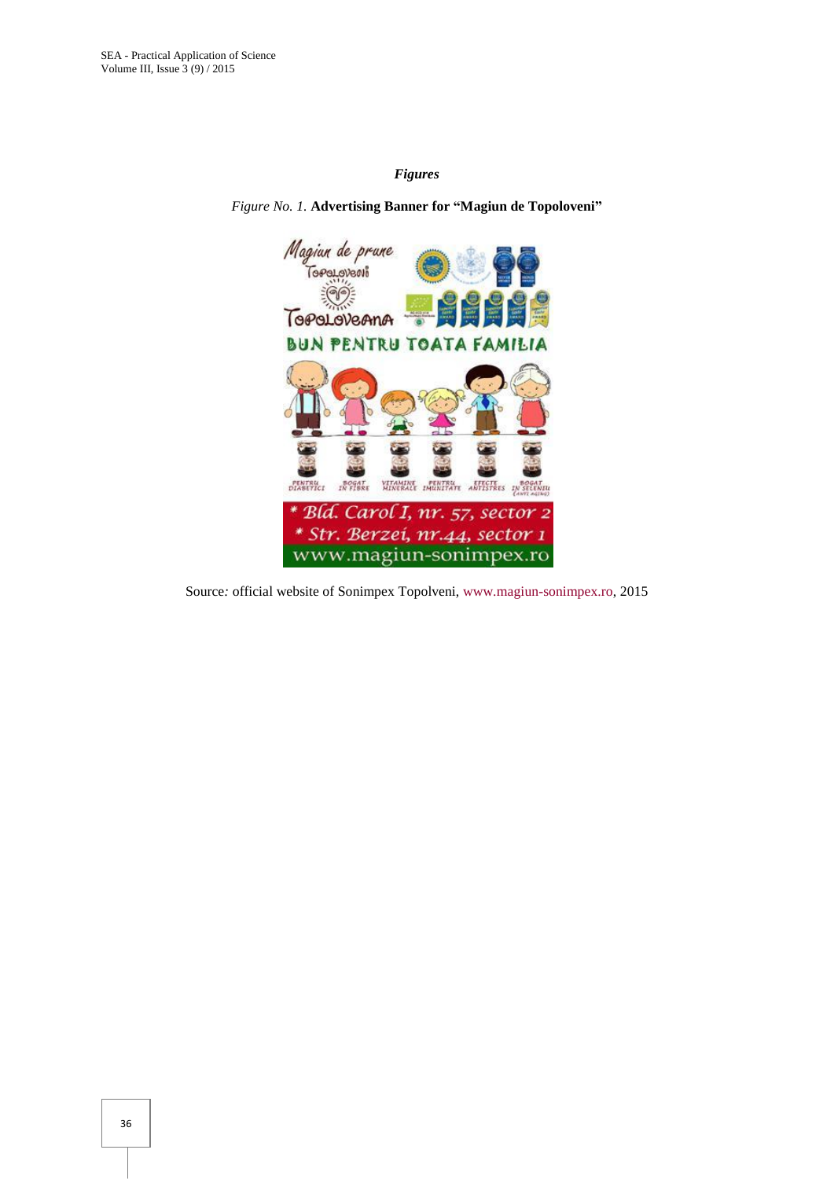***Figures***

*Figure No. 1.* **Advertising Banner for "Magiun de Topoloveni"**

Source*:* official website of Sonimpex Topolveni, www.magiun-sonimpex.ro, 2015